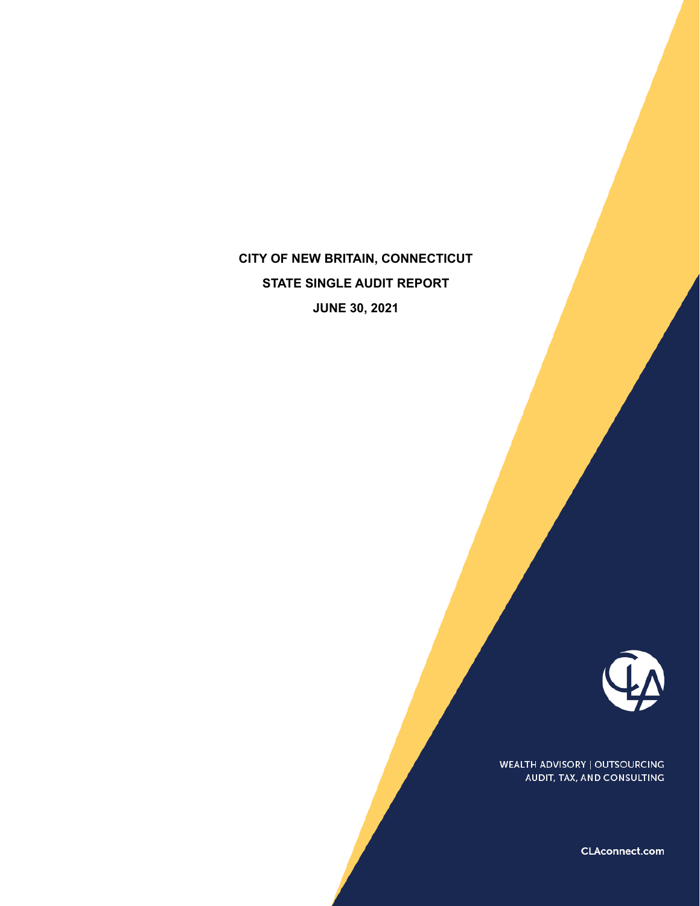# CITY OF NEW BRITAIN, CONNECTICUT

## STATE SINGLE AUDIT REPORT

## JUNE 30, 2021

WEALTH ADVISORY | OUTSOURCING
AUDIT, TAX, AND CONSULTING

CLAconnect.com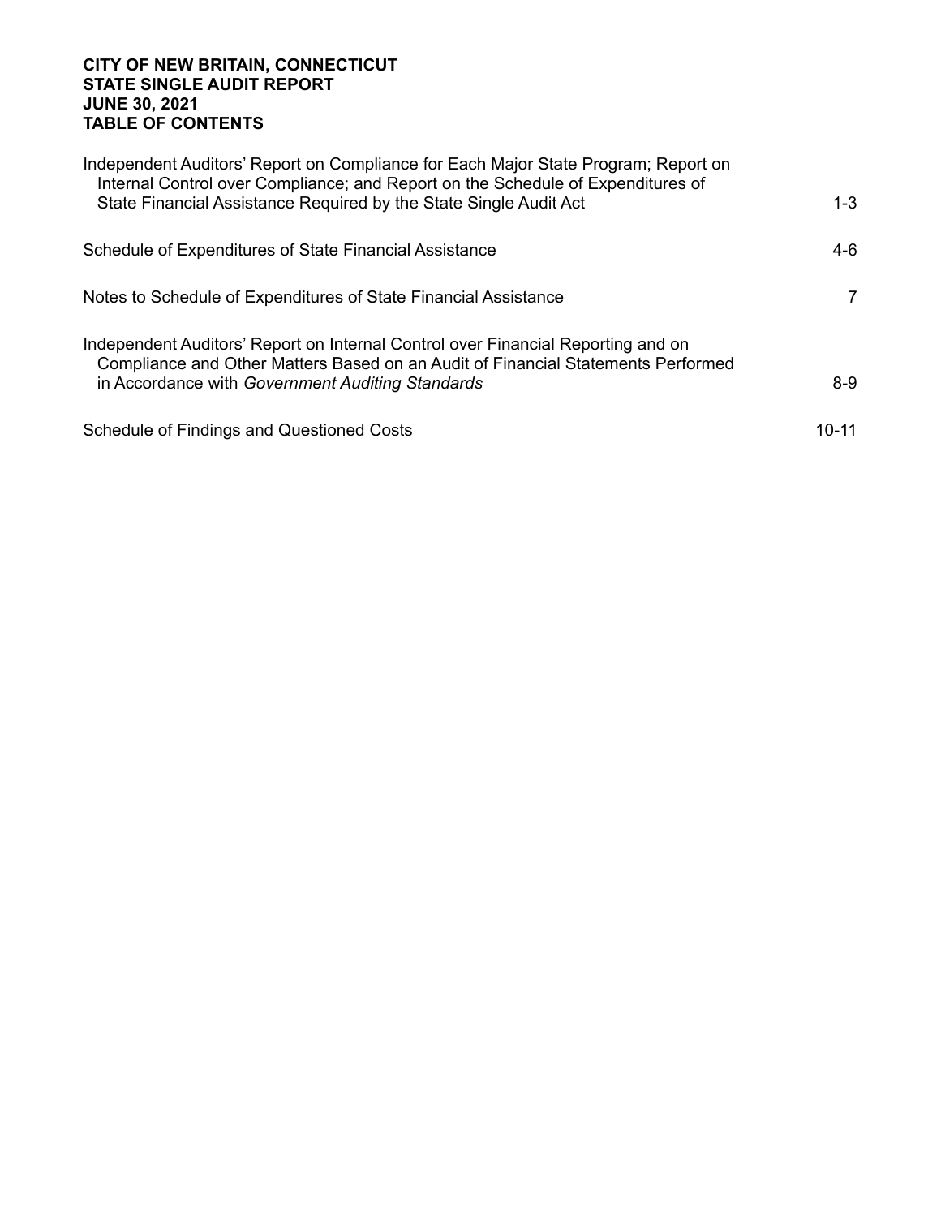**CITY OF NEW BRITAIN, CONNECTICUT**
**STATE SINGLE AUDIT REPORT**
**JUNE 30, 2021**
**TABLE OF CONTENTS**

| | |
|---|---|
| Independent Auditors' Report on Compliance for Each Major State Program; Report on Internal Control over Compliance; and Report on the Schedule of Expenditures of State Financial Assistance Required by the State Single Audit Act | 1-3 |
| Schedule of Expenditures of State Financial Assistance | 4-6 |
| Notes to Schedule of Expenditures of State Financial Assistance | 7 |
| Independent Auditors' Report on Internal Control over Financial Reporting and on Compliance and Other Matters Based on an Audit of Financial Statements Performed in Accordance with *Government Auditing Standards* | 8-9 |
| Schedule of Findings and Questioned Costs | 10-11 |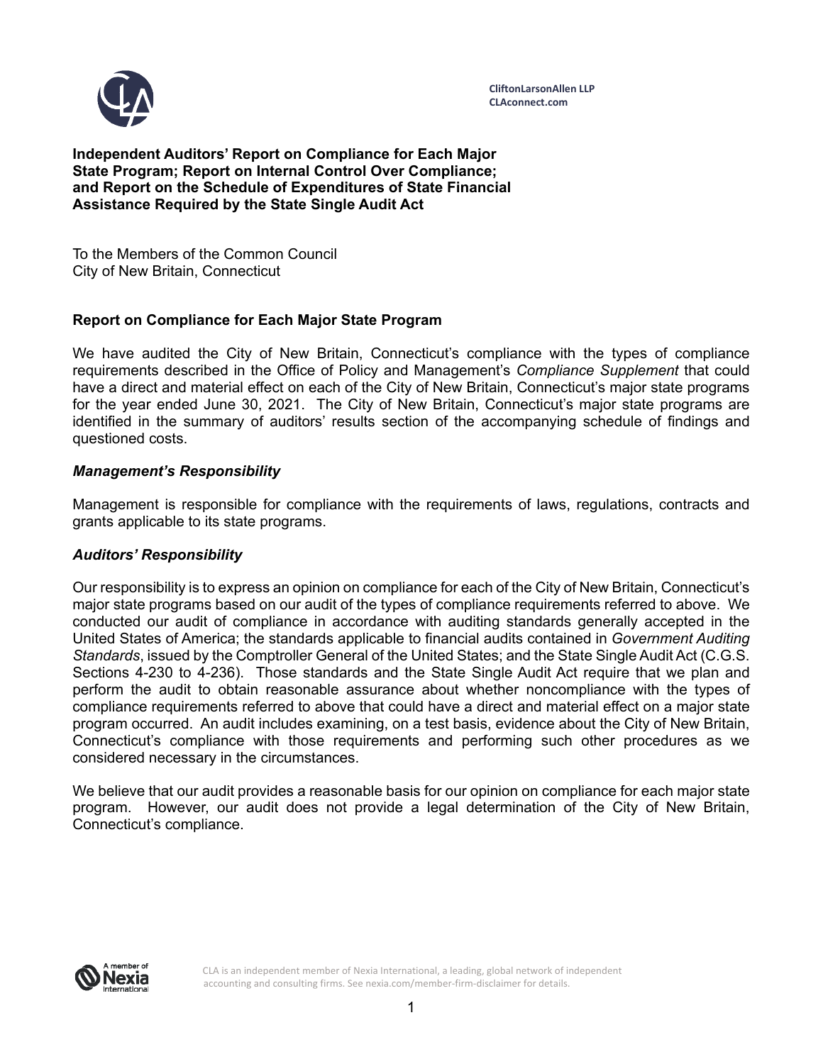CliftonLarsonAllen LLP
CLAconnect.com

**Independent Auditors' Report on Compliance for Each Major State Program; Report on Internal Control Over Compliance; and Report on the Schedule of Expenditures of State Financial Assistance Required by the State Single Audit Act**

To the Members of the Common Council
City of New Britain, Connecticut

## Report on Compliance for Each Major State Program

We have audited the City of New Britain, Connecticut's compliance with the types of compliance requirements described in the Office of Policy and Management's *Compliance Supplement* that could have a direct and material effect on each of the City of New Britain, Connecticut's major state programs for the year ended June 30, 2021. The City of New Britain, Connecticut's major state programs are identified in the summary of auditors' results section of the accompanying schedule of findings and questioned costs.

### *Management's Responsibility*

Management is responsible for compliance with the requirements of laws, regulations, contracts and grants applicable to its state programs.

### *Auditors' Responsibility*

Our responsibility is to express an opinion on compliance for each of the City of New Britain, Connecticut's major state programs based on our audit of the types of compliance requirements referred to above. We conducted our audit of compliance in accordance with auditing standards generally accepted in the United States of America; the standards applicable to financial audits contained in *Government Auditing Standards*, issued by the Comptroller General of the United States; and the State Single Audit Act (C.G.S. Sections 4-230 to 4-236). Those standards and the State Single Audit Act require that we plan and perform the audit to obtain reasonable assurance about whether noncompliance with the types of compliance requirements referred to above that could have a direct and material effect on a major state program occurred. An audit includes examining, on a test basis, evidence about the City of New Britain, Connecticut's compliance with those requirements and performing such other procedures as we considered necessary in the circumstances.

We believe that our audit provides a reasonable basis for our opinion on compliance for each major state program. However, our audit does not provide a legal determination of the City of New Britain, Connecticut's compliance.

CLA is an independent member of Nexia International, a leading, global network of independent accounting and consulting firms. See nexia.com/member-firm-disclaimer for details.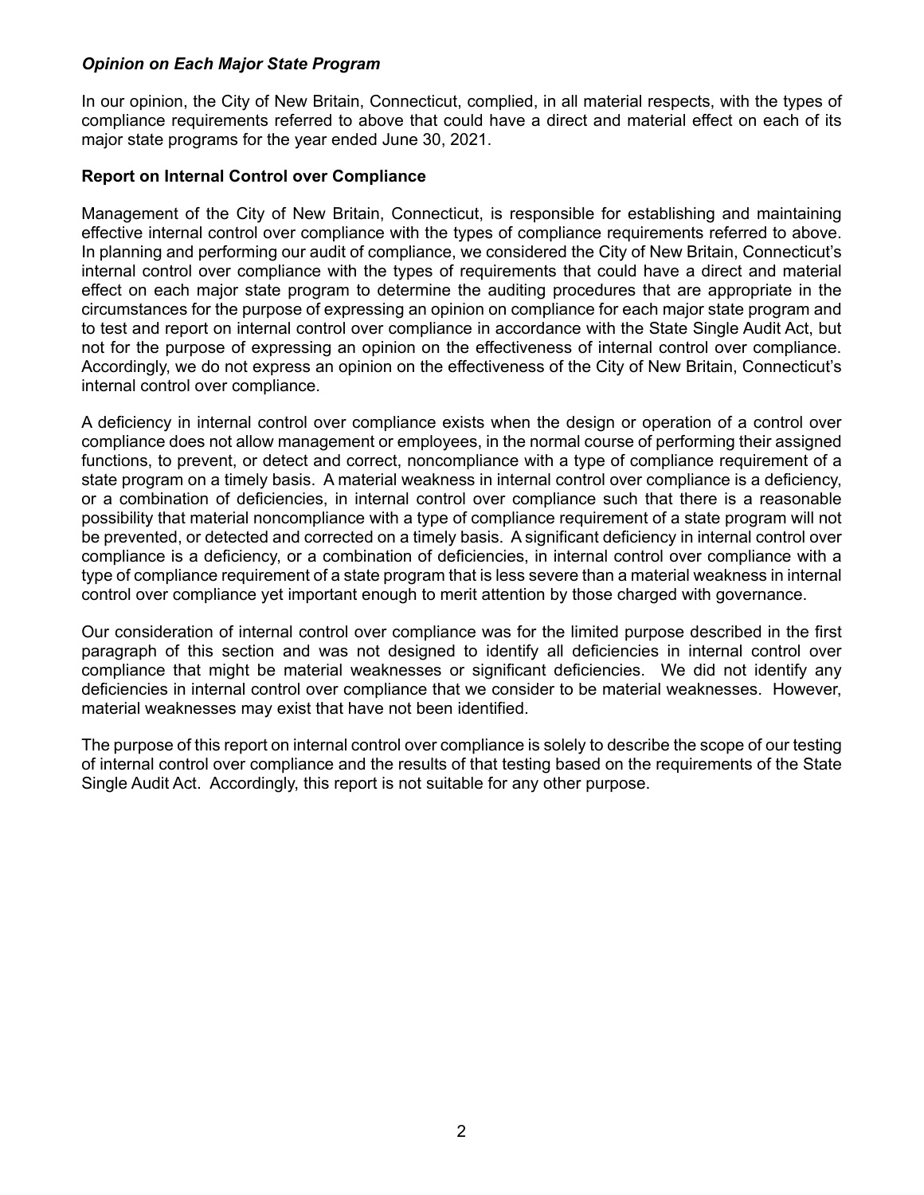### *Opinion on Each Major State Program*

In our opinion, the City of New Britain, Connecticut, complied, in all material respects, with the types of compliance requirements referred to above that could have a direct and material effect on each of its major state programs for the year ended June 30, 2021.

## Report on Internal Control over Compliance

Management of the City of New Britain, Connecticut, is responsible for establishing and maintaining effective internal control over compliance with the types of compliance requirements referred to above. In planning and performing our audit of compliance, we considered the City of New Britain, Connecticut's internal control over compliance with the types of requirements that could have a direct and material effect on each major state program to determine the auditing procedures that are appropriate in the circumstances for the purpose of expressing an opinion on compliance for each major state program and to test and report on internal control over compliance in accordance with the State Single Audit Act, but not for the purpose of expressing an opinion on the effectiveness of internal control over compliance. Accordingly, we do not express an opinion on the effectiveness of the City of New Britain, Connecticut's internal control over compliance.

A deficiency in internal control over compliance exists when the design or operation of a control over compliance does not allow management or employees, in the normal course of performing their assigned functions, to prevent, or detect and correct, noncompliance with a type of compliance requirement of a state program on a timely basis. A material weakness in internal control over compliance is a deficiency, or a combination of deficiencies, in internal control over compliance such that there is a reasonable possibility that material noncompliance with a type of compliance requirement of a state program will not be prevented, or detected and corrected on a timely basis. A significant deficiency in internal control over compliance is a deficiency, or a combination of deficiencies, in internal control over compliance with a type of compliance requirement of a state program that is less severe than a material weakness in internal control over compliance yet important enough to merit attention by those charged with governance.

Our consideration of internal control over compliance was for the limited purpose described in the first paragraph of this section and was not designed to identify all deficiencies in internal control over compliance that might be material weaknesses or significant deficiencies. We did not identify any deficiencies in internal control over compliance that we consider to be material weaknesses. However, material weaknesses may exist that have not been identified.

The purpose of this report on internal control over compliance is solely to describe the scope of our testing of internal control over compliance and the results of that testing based on the requirements of the State Single Audit Act. Accordingly, this report is not suitable for any other purpose.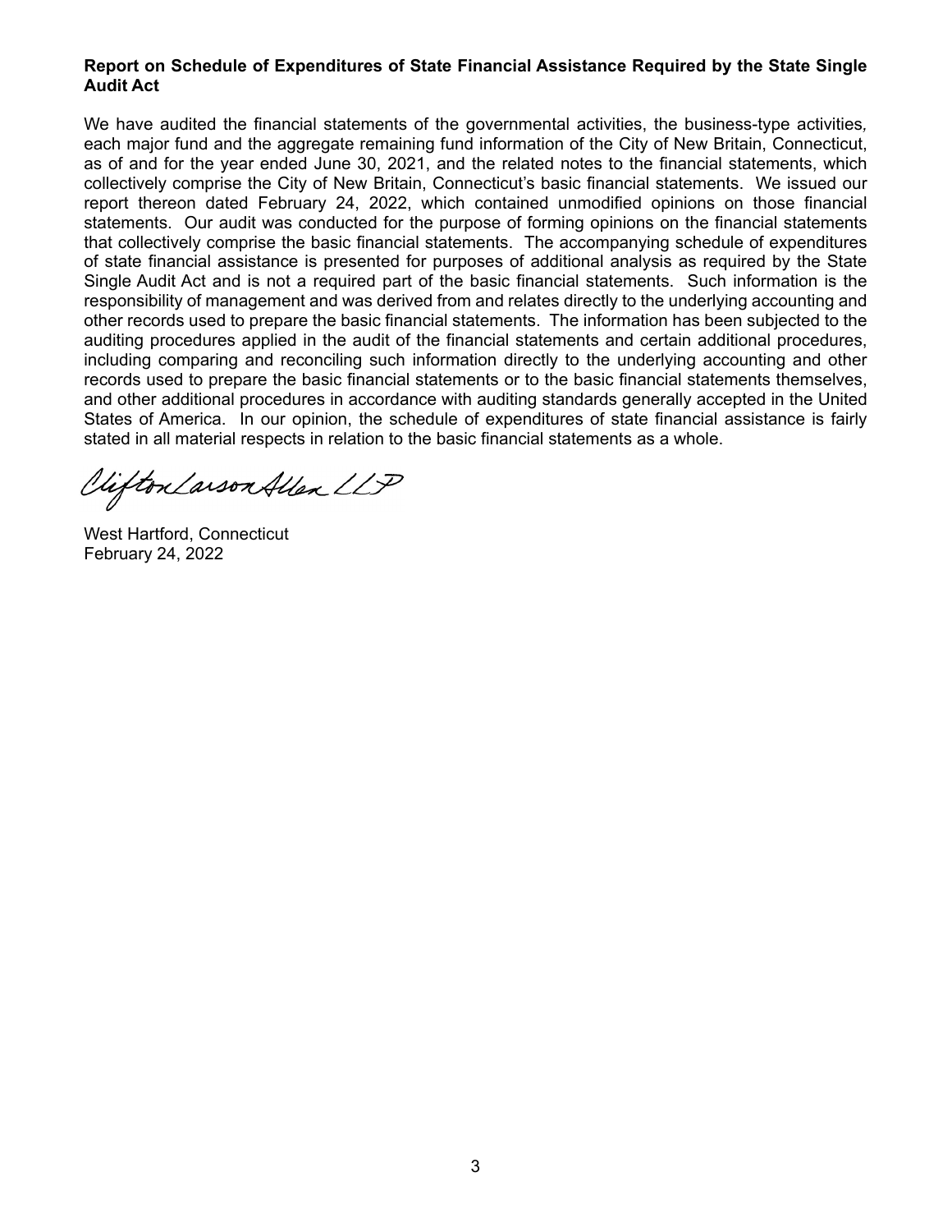**Report on Schedule of Expenditures of State Financial Assistance Required by the State Single Audit Act**

We have audited the financial statements of the governmental activities, the business-type activities, each major fund and the aggregate remaining fund information of the City of New Britain, Connecticut, as of and for the year ended June 30, 2021, and the related notes to the financial statements, which collectively comprise the City of New Britain, Connecticut's basic financial statements. We issued our report thereon dated February 24, 2022, which contained unmodified opinions on those financial statements. Our audit was conducted for the purpose of forming opinions on the financial statements that collectively comprise the basic financial statements. The accompanying schedule of expenditures of state financial assistance is presented for purposes of additional analysis as required by the State Single Audit Act and is not a required part of the basic financial statements. Such information is the responsibility of management and was derived from and relates directly to the underlying accounting and other records used to prepare the basic financial statements. The information has been subjected to the auditing procedures applied in the audit of the financial statements and certain additional procedures, including comparing and reconciling such information directly to the underlying accounting and other records used to prepare the basic financial statements or to the basic financial statements themselves, and other additional procedures in accordance with auditing standards generally accepted in the United States of America. In our opinion, the schedule of expenditures of state financial assistance is fairly stated in all material respects in relation to the basic financial statements as a whole.

CliftonLarsonAllen LLP

West Hartford, Connecticut
February 24, 2022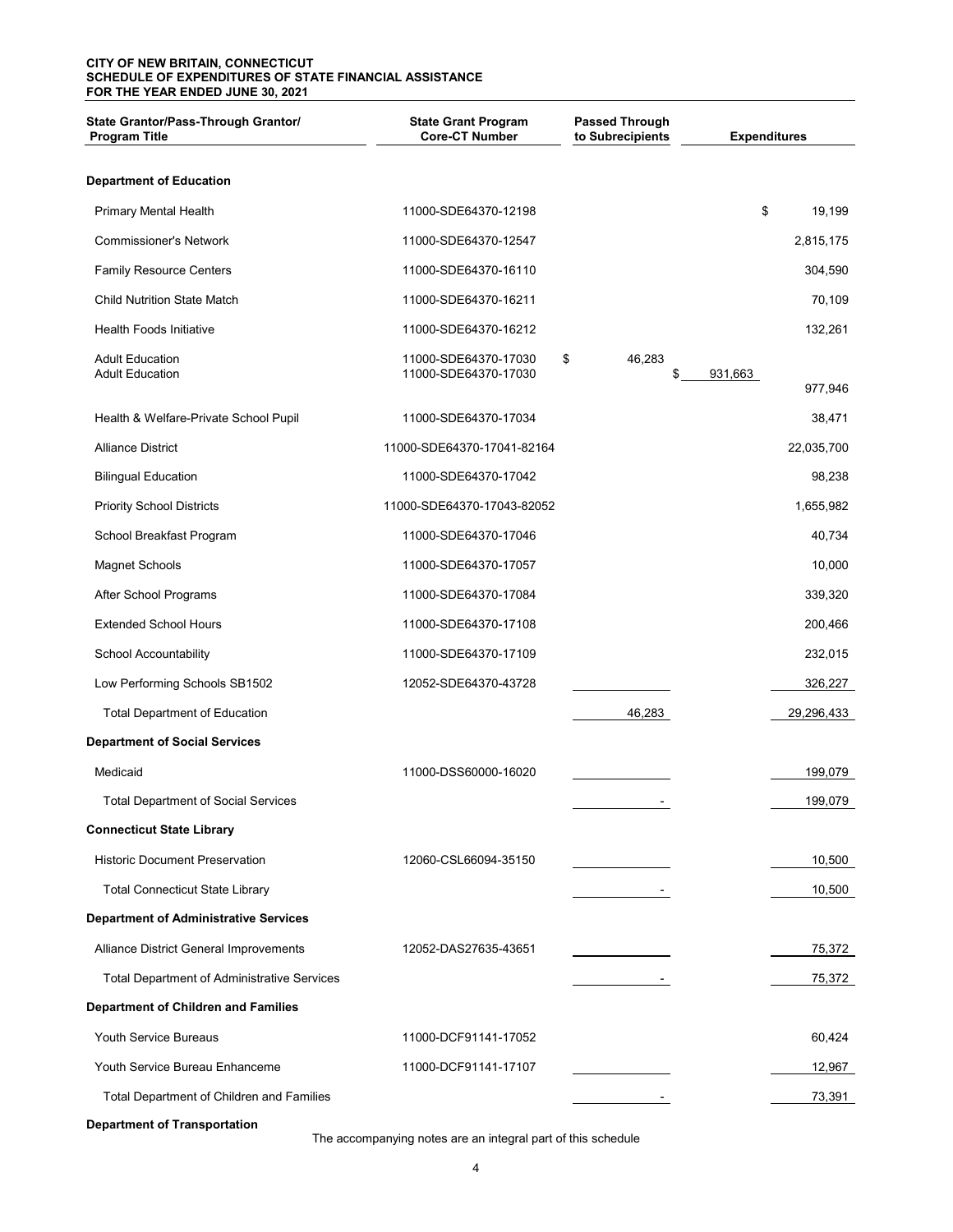**CITY OF NEW BRITAIN, CONNECTICUT**
**SCHEDULE OF EXPENDITURES OF STATE FINANCIAL ASSISTANCE**
**FOR THE YEAR ENDED JUNE 30, 2021**

| State Grantor/Pass-Through Grantor/ Program Title | State Grant Program Core-CT Number | Passed Through to Subrecipients | | Expenditures |
|---|---|---|---|---|
| **Department of Education** | | | | |
| Primary Mental Health | 11000-SDE64370-12198 | | | $ 19,199 |
| Commissioner's Network | 11000-SDE64370-12547 | | | 2,815,175 |
| Family Resource Centers | 11000-SDE64370-16110 | | | 304,590 |
| Child Nutrition State Match | 11000-SDE64370-16211 | | | 70,109 |
| Health Foods Initiative | 11000-SDE64370-16212 | | | 132,261 |
| Adult Education | 11000-SDE64370-17030 | $ 46,283 | | |
| Adult Education | 11000-SDE64370-17030 | | $ 931,663 | 977,946 |
| Health & Welfare-Private School Pupil | 11000-SDE64370-17034 | | | 38,471 |
| Alliance District | 11000-SDE64370-17041-82164 | | | 22,035,700 |
| Bilingual Education | 11000-SDE64370-17042 | | | 98,238 |
| Priority School Districts | 11000-SDE64370-17043-82052 | | | 1,655,982 |
| School Breakfast Program | 11000-SDE64370-17046 | | | 40,734 |
| Magnet Schools | 11000-SDE64370-17057 | | | 10,000 |
| After School Programs | 11000-SDE64370-17084 | | | 339,320 |
| Extended School Hours | 11000-SDE64370-17108 | | | 200,466 |
| School Accountability | 11000-SDE64370-17109 | | | 232,015 |
| Low Performing Schools SB1502 | 12052-SDE64370-43728 | | | 326,227 |
| Total Department of Education | | 46,283 | | 29,296,433 |
| **Department of Social Services** | | | | |
| Medicaid | 11000-DSS60000-16020 | | | 199,079 |
| Total Department of Social Services | | - | | 199,079 |
| **Connecticut State Library** | | | | |
| Historic Document Preservation | 12060-CSL66094-35150 | | | 10,500 |
| Total Connecticut State Library | | - | | 10,500 |
| **Department of Administrative Services** | | | | |
| Alliance District General Improvements | 12052-DAS27635-43651 | | | 75,372 |
| Total Department of Administrative Services | | - | | 75,372 |
| **Department of Children and Families** | | | | |
| Youth Service Bureaus | 11000-DCF91141-17052 | | | 60,424 |
| Youth Service Bureau Enhanceme | 11000-DCF91141-17107 | | | 12,967 |
| Total Department of Children and Families | | - | | 73,391 |
| **Department of Transportation** | | | | |

The accompanying notes are an integral part of this schedule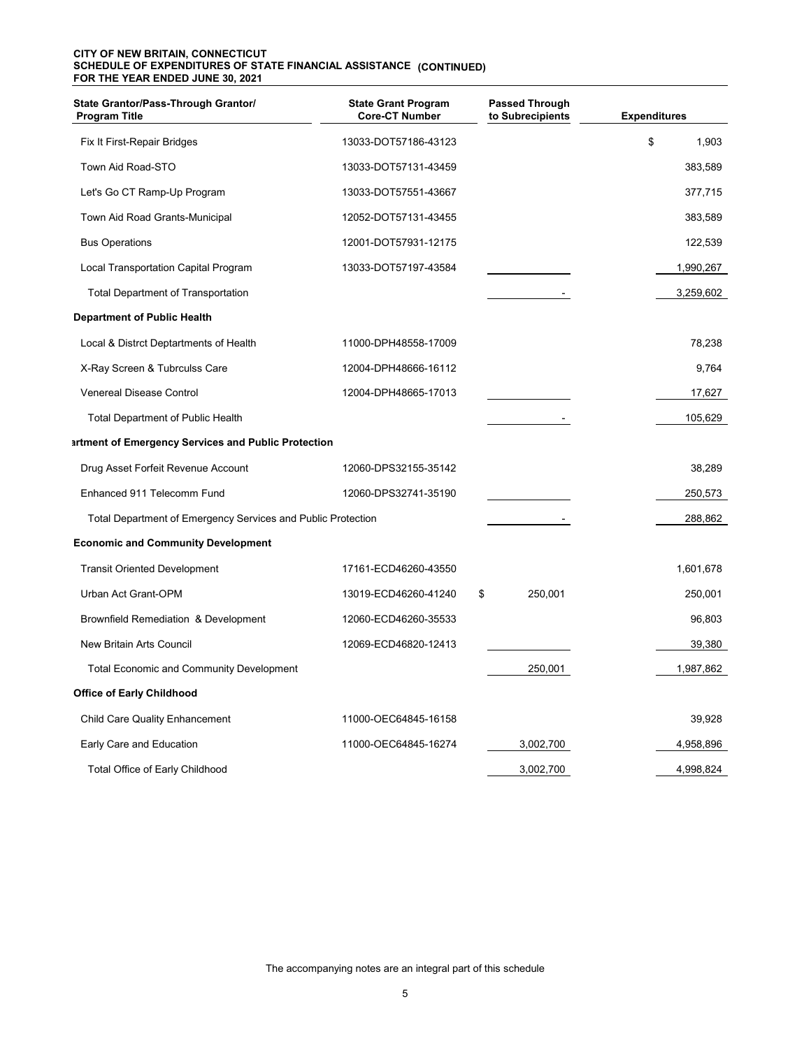**CITY OF NEW BRITAIN, CONNECTICUT**
**SCHEDULE OF EXPENDITURES OF STATE FINANCIAL ASSISTANCE (CONTINUED)**
**FOR THE YEAR ENDED JUNE 30, 2021**

| State Grantor/Pass-Through Grantor/ Program Title | State Grant Program Core-CT Number | Passed Through to Subrecipients | Expenditures |
|---|---|---|---|
| Fix It First-Repair Bridges | 13033-DOT57186-43123 | | $ 1,903 |
| Town Aid Road-STO | 13033-DOT57131-43459 | | 383,589 |
| Let's Go CT Ramp-Up Program | 13033-DOT57551-43667 | | 377,715 |
| Town Aid Road Grants-Municipal | 12052-DOT57131-43455 | | 383,589 |
| Bus Operations | 12001-DOT57931-12175 | | 122,539 |
| Local Transportation Capital Program | 13033-DOT57197-43584 | | 1,990,267 |
| Total Department of Transportation | | - | 3,259,602 |
| **Department of Public Health** | | | |
| Local & Distrct Deptartments of Health | 11000-DPH48558-17009 | | 78,238 |
| X-Ray Screen & Tubrculss Care | 12004-DPH48666-16112 | | 9,764 |
| Venereal Disease Control | 12004-DPH48665-17013 | | 17,627 |
| Total Department of Public Health | | - | 105,629 |
| **artment of Emergency Services and Public Protection** | | | |
| Drug Asset Forfeit Revenue Account | 12060-DPS32155-35142 | | 38,289 |
| Enhanced 911 Telecomm Fund | 12060-DPS32741-35190 | | 250,573 |
| Total Department of Emergency Services and Public Protection | | - | 288,862 |
| **Economic and Community Development** | | | |
| Transit Oriented Development | 17161-ECD46260-43550 | | 1,601,678 |
| Urban Act Grant-OPM | 13019-ECD46260-41240 | $ 250,001 | 250,001 |
| Brownfield Remediation & Development | 12060-ECD46260-35533 | | 96,803 |
| New Britain Arts Council | 12069-ECD46820-12413 | | 39,380 |
| Total Economic and Community Development | | 250,001 | 1,987,862 |
| **Office of Early Childhood** | | | |
| Child Care Quality Enhancement | 11000-OEC64845-16158 | | 39,928 |
| Early Care and Education | 11000-OEC64845-16274 | 3,002,700 | 4,958,896 |
| Total Office of Early Childhood | | 3,002,700 | 4,998,824 |

The accompanying notes are an integral part of this schedule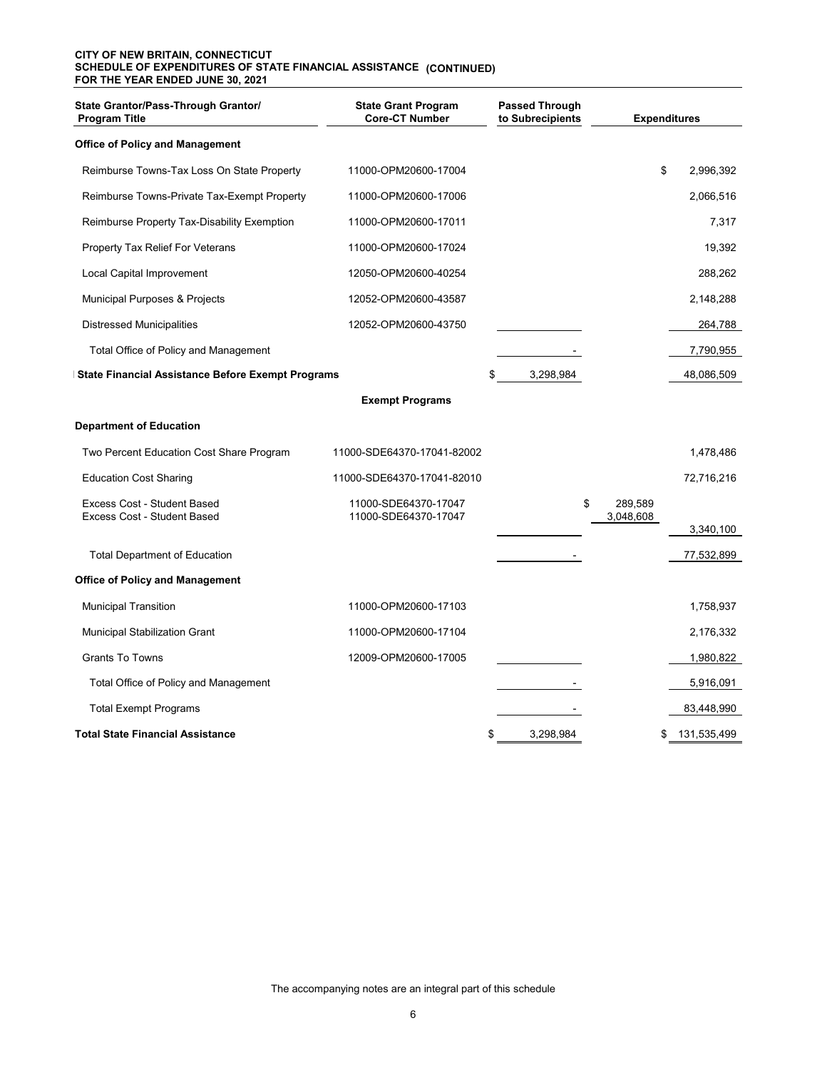**CITY OF NEW BRITAIN, CONNECTICUT**
**SCHEDULE OF EXPENDITURES OF STATE FINANCIAL ASSISTANCE (CONTINUED)**
**FOR THE YEAR ENDED JUNE 30, 2021**

| State Grantor/Pass-Through Grantor/ Program Title | State Grant Program Core-CT Number | Passed Through to Subrecipients | | Expenditures |
|---|---|---|---|---|
| **Office of Policy and Management** | | | | |
| Reimburse Towns-Tax Loss On State Property | 11000-OPM20600-17004 | | | $ 2,996,392 |
| Reimburse Towns-Private Tax-Exempt Property | 11000-OPM20600-17006 | | | 2,066,516 |
| Reimburse Property Tax-Disability Exemption | 11000-OPM20600-17011 | | | 7,317 |
| Property Tax Relief For Veterans | 11000-OPM20600-17024 | | | 19,392 |
| Local Capital Improvement | 12050-OPM20600-40254 | | | 288,262 |
| Municipal Purposes & Projects | 12052-OPM20600-43587 | | | 2,148,288 |
| Distressed Municipalities | 12052-OPM20600-43750 | | | 264,788 |
| Total Office of Policy and Management | | - | | 7,790,955 |
| **State Financial Assistance Before Exempt Programs** | | $ 3,298,984 | | 48,086,509 |
| | **Exempt Programs** | | | |
| **Department of Education** | | | | |
| Two Percent Education Cost Share Program | 11000-SDE64370-17041-82002 | | | 1,478,486 |
| Education Cost Sharing | 11000-SDE64370-17041-82010 | | | 72,716,216 |
| Excess Cost - Student Based | 11000-SDE64370-17047 | | $ 289,589 | |
| Excess Cost - Student Based | 11000-SDE64370-17047 | | 3,048,608 | 3,340,100 |
| Total Department of Education | | - | | 77,532,899 |
| **Office of Policy and Management** | | | | |
| Municipal Transition | 11000-OPM20600-17103 | | | 1,758,937 |
| Municipal Stabilization Grant | 11000-OPM20600-17104 | | | 2,176,332 |
| Grants To Towns | 12009-OPM20600-17005 | | | 1,980,822 |
| Total Office of Policy and Management | | - | | 5,916,091 |
| Total Exempt Programs | | - | | 83,448,990 |
| **Total State Financial Assistance** | | $ 3,298,984 | | $ 131,535,499 |

The accompanying notes are an integral part of this schedule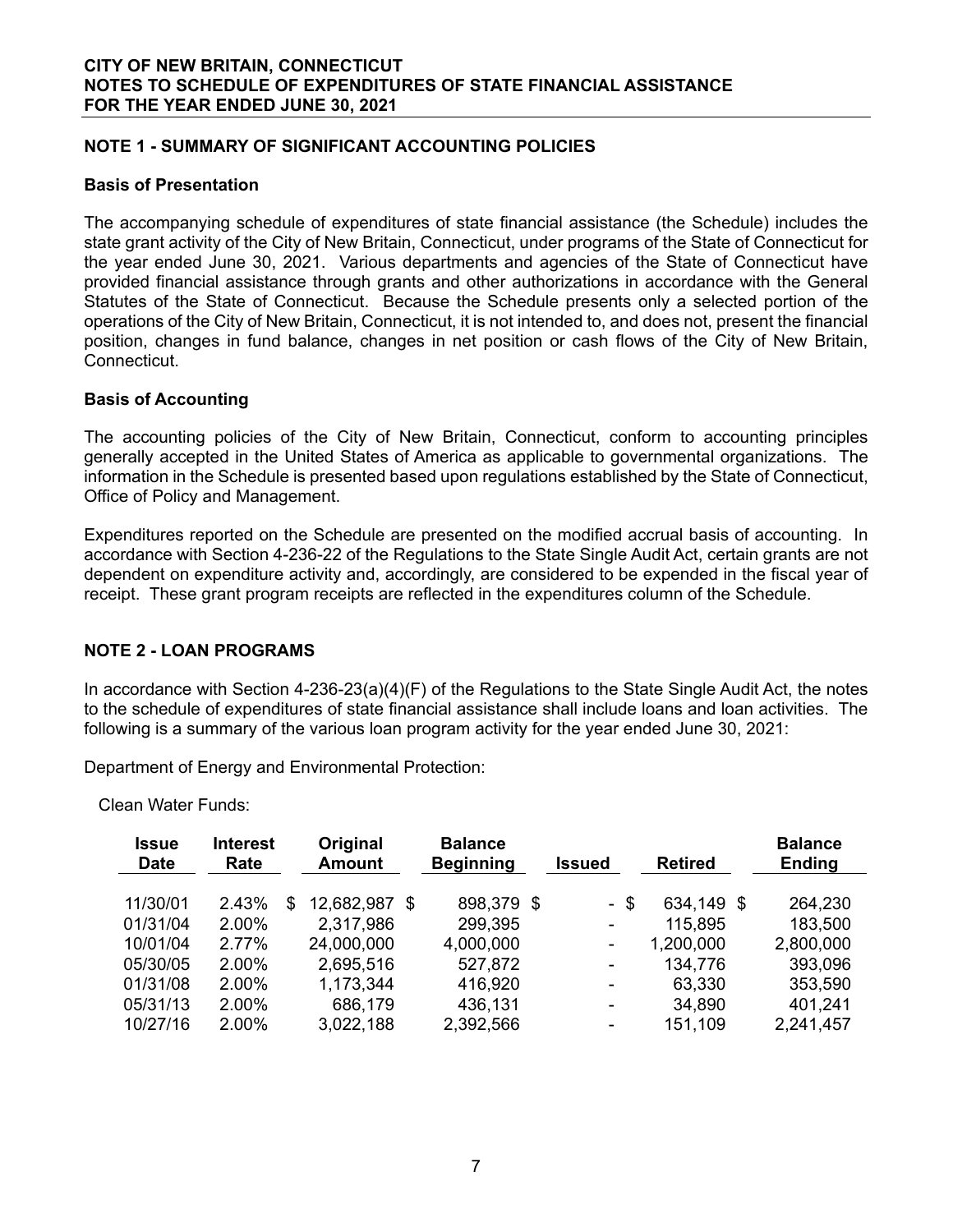**CITY OF NEW BRITAIN, CONNECTICUT**
**NOTES TO SCHEDULE OF EXPENDITURES OF STATE FINANCIAL ASSISTANCE**
**FOR THE YEAR ENDED JUNE 30, 2021**

## NOTE 1 - SUMMARY OF SIGNIFICANT ACCOUNTING POLICIES

### Basis of Presentation

The accompanying schedule of expenditures of state financial assistance (the Schedule) includes the state grant activity of the City of New Britain, Connecticut, under programs of the State of Connecticut for the year ended June 30, 2021. Various departments and agencies of the State of Connecticut have provided financial assistance through grants and other authorizations in accordance with the General Statutes of the State of Connecticut. Because the Schedule presents only a selected portion of the operations of the City of New Britain, Connecticut, it is not intended to, and does not, present the financial position, changes in fund balance, changes in net position or cash flows of the City of New Britain, Connecticut.

### Basis of Accounting

The accounting policies of the City of New Britain, Connecticut, conform to accounting principles generally accepted in the United States of America as applicable to governmental organizations. The information in the Schedule is presented based upon regulations established by the State of Connecticut, Office of Policy and Management.

Expenditures reported on the Schedule are presented on the modified accrual basis of accounting. In accordance with Section 4-236-22 of the Regulations to the State Single Audit Act, certain grants are not dependent on expenditure activity and, accordingly, are considered to be expended in the fiscal year of receipt. These grant program receipts are reflected in the expenditures column of the Schedule.

## NOTE 2 - LOAN PROGRAMS

In accordance with Section 4-236-23(a)(4)(F) of the Regulations to the State Single Audit Act, the notes to the schedule of expenditures of state financial assistance shall include loans and loan activities. The following is a summary of the various loan program activity for the year ended June 30, 2021:

Department of Energy and Environmental Protection:

Clean Water Funds:

| Issue Date | Interest Rate | Original Amount | Balance Beginning | Issued | Retired | Balance Ending |
|---|---|---|---|---|---|---|
| 11/30/01 | 2.43% | $ 12,682,987 | $ 898,379 | $ - | $ 634,149 | $ 264,230 |
| 01/31/04 | 2.00% | 2,317,986 | 299,395 | - | 115,895 | 183,500 |
| 10/01/04 | 2.77% | 24,000,000 | 4,000,000 | - | 1,200,000 | 2,800,000 |
| 05/30/05 | 2.00% | 2,695,516 | 527,872 | - | 134,776 | 393,096 |
| 01/31/08 | 2.00% | 1,173,344 | 416,920 | - | 63,330 | 353,590 |
| 05/31/13 | 2.00% | 686,179 | 436,131 | - | 34,890 | 401,241 |
| 10/27/16 | 2.00% | 3,022,188 | 2,392,566 | - | 151,109 | 2,241,457 |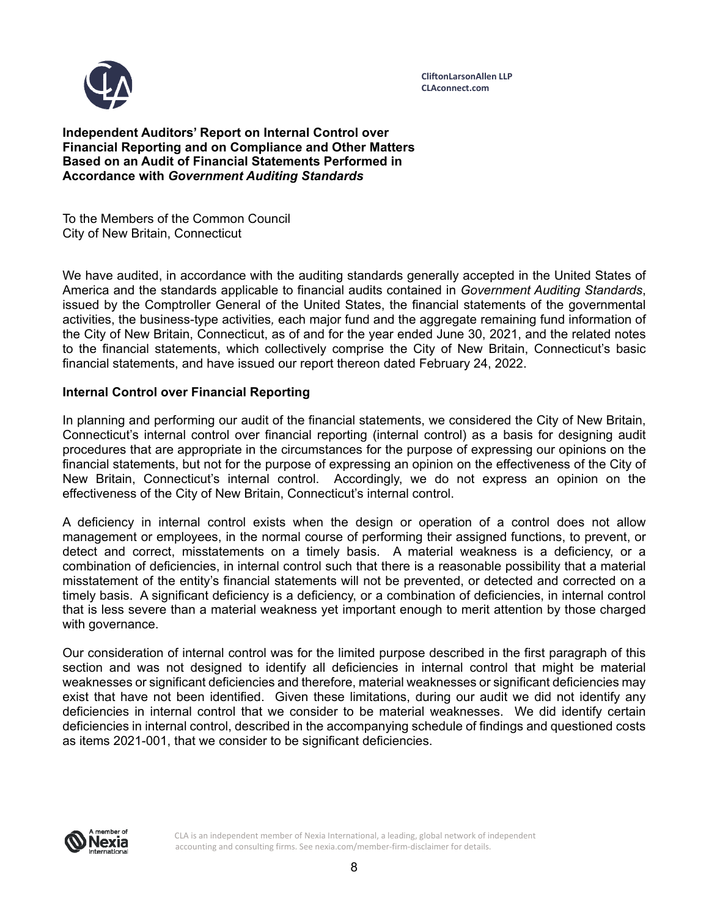CliftonLarsonAllen LLP
CLAconnect.com

**Independent Auditors' Report on Internal Control over Financial Reporting and on Compliance and Other Matters Based on an Audit of Financial Statements Performed in Accordance with *Government Auditing Standards***

To the Members of the Common Council
City of New Britain, Connecticut

We have audited, in accordance with the auditing standards generally accepted in the United States of America and the standards applicable to financial audits contained in *Government Auditing Standards*, issued by the Comptroller General of the United States, the financial statements of the governmental activities, the business-type activities, each major fund and the aggregate remaining fund information of the City of New Britain, Connecticut, as of and for the year ended June 30, 2021, and the related notes to the financial statements, which collectively comprise the City of New Britain, Connecticut's basic financial statements, and have issued our report thereon dated February 24, 2022.

**Internal Control over Financial Reporting**

In planning and performing our audit of the financial statements, we considered the City of New Britain, Connecticut's internal control over financial reporting (internal control) as a basis for designing audit procedures that are appropriate in the circumstances for the purpose of expressing our opinions on the financial statements, but not for the purpose of expressing an opinion on the effectiveness of the City of New Britain, Connecticut's internal control. Accordingly, we do not express an opinion on the effectiveness of the City of New Britain, Connecticut's internal control.

A deficiency in internal control exists when the design or operation of a control does not allow management or employees, in the normal course of performing their assigned functions, to prevent, or detect and correct, misstatements on a timely basis. A material weakness is a deficiency, or a combination of deficiencies, in internal control such that there is a reasonable possibility that a material misstatement of the entity's financial statements will not be prevented, or detected and corrected on a timely basis. A significant deficiency is a deficiency, or a combination of deficiencies, in internal control that is less severe than a material weakness yet important enough to merit attention by those charged with governance.

Our consideration of internal control was for the limited purpose described in the first paragraph of this section and was not designed to identify all deficiencies in internal control that might be material weaknesses or significant deficiencies and therefore, material weaknesses or significant deficiencies may exist that have not been identified. Given these limitations, during our audit we did not identify any deficiencies in internal control that we consider to be material weaknesses. We did identify certain deficiencies in internal control, described in the accompanying schedule of findings and questioned costs as items 2021-001, that we consider to be significant deficiencies.

CLA is an independent member of Nexia International, a leading, global network of independent accounting and consulting firms. See nexia.com/member-firm-disclaimer for details.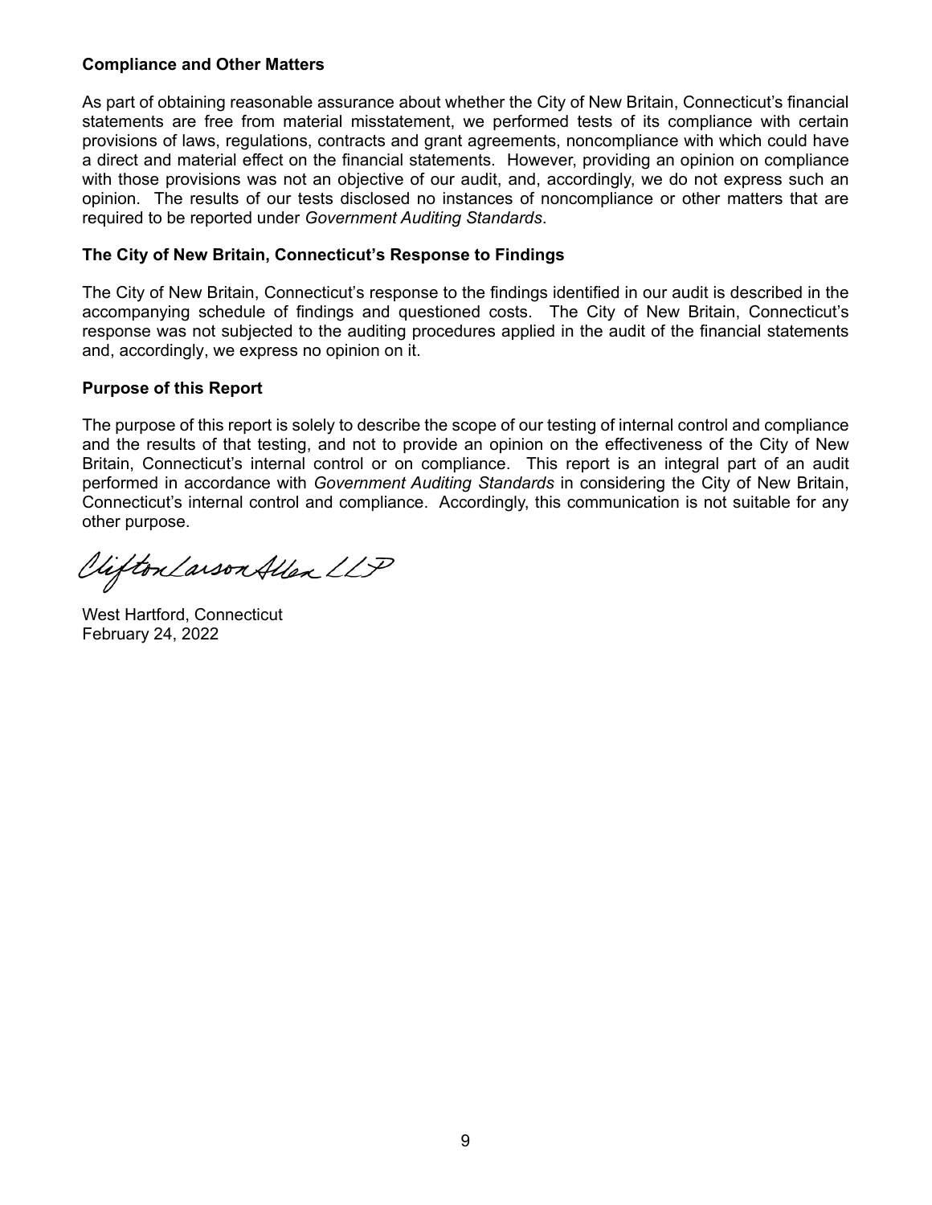## Compliance and Other Matters

As part of obtaining reasonable assurance about whether the City of New Britain, Connecticut's financial statements are free from material misstatement, we performed tests of its compliance with certain provisions of laws, regulations, contracts and grant agreements, noncompliance with which could have a direct and material effect on the financial statements. However, providing an opinion on compliance with those provisions was not an objective of our audit, and, accordingly, we do not express such an opinion. The results of our tests disclosed no instances of noncompliance or other matters that are required to be reported under *Government Auditing Standards*.

## The City of New Britain, Connecticut's Response to Findings

The City of New Britain, Connecticut's response to the findings identified in our audit is described in the accompanying schedule of findings and questioned costs. The City of New Britain, Connecticut's response was not subjected to the auditing procedures applied in the audit of the financial statements and, accordingly, we express no opinion on it.

## Purpose of this Report

The purpose of this report is solely to describe the scope of our testing of internal control and compliance and the results of that testing, and not to provide an opinion on the effectiveness of the City of New Britain, Connecticut's internal control or on compliance. This report is an integral part of an audit performed in accordance with *Government Auditing Standards* in considering the City of New Britain, Connecticut's internal control and compliance. Accordingly, this communication is not suitable for any other purpose.

CliftonLarsonAllen LLP

West Hartford, Connecticut
February 24, 2022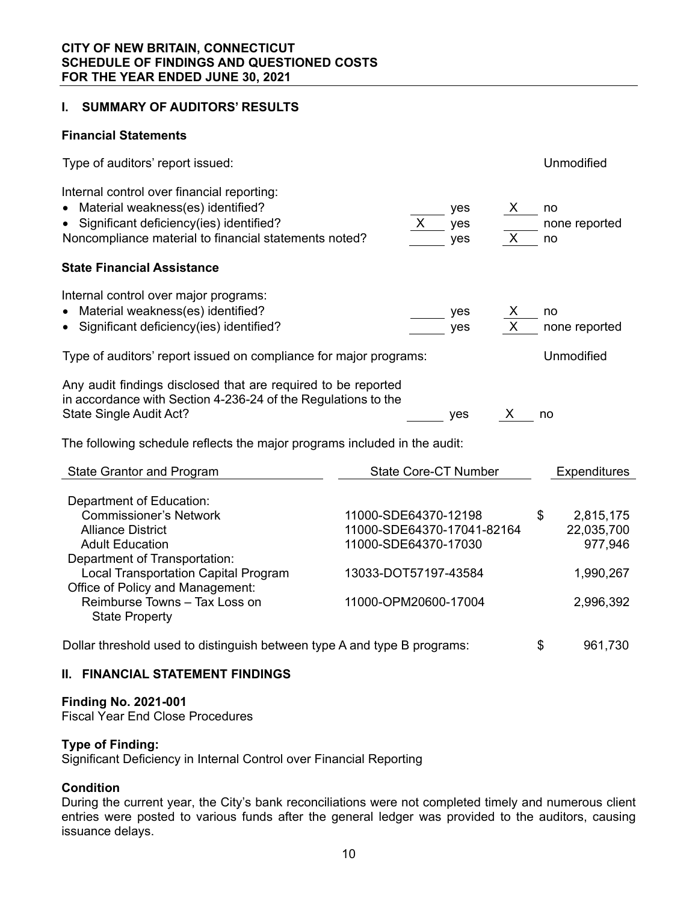**CITY OF NEW BRITAIN, CONNECTICUT**
**SCHEDULE OF FINDINGS AND QUESTIONED COSTS**
**FOR THE YEAR ENDED JUNE 30, 2021**

## I. SUMMARY OF AUDITORS' RESULTS

### Financial Statements

Type of auditors' report issued: Unmodified

Internal control over financial reporting:

- Material weakness(es) identified? ____ yes __X__ no
- Significant deficiency(ies) identified? __X__ yes ____ none reported

Noncompliance material to financial statements noted? ____ yes __X__ no

### State Financial Assistance

Internal control over major programs:

- Material weakness(es) identified? ____ yes __X__ no
- Significant deficiency(ies) identified? ____ yes __X__ none reported

Type of auditors' report issued on compliance for major programs: Unmodified

Any audit findings disclosed that are required to be reported in accordance with Section 4-236-24 of the Regulations to the State Single Audit Act? ____ yes __X__ no

The following schedule reflects the major programs included in the audit:

| State Grantor and Program | State Core-CT Number | Expenditures |
|---|---|---|
| Department of Education: | | |
| Commissioner's Network | 11000-SDE64370-12198 | $ 2,815,175 |
| Alliance District | 11000-SDE64370-17041-82164 | 22,035,700 |
| Adult Education | 11000-SDE64370-17030 | 977,946 |
| Department of Transportation: | | |
| Local Transportation Capital Program | 13033-DOT57197-43584 | 1,990,267 |
| Office of Policy and Management: | | |
| Reimburse Towns – Tax Loss on State Property | 11000-OPM20600-17004 | 2,996,392 |

Dollar threshold used to distinguish between type A and type B programs: $ 961,730

## II. FINANCIAL STATEMENT FINDINGS

**Finding No. 2021-001**
Fiscal Year End Close Procedures

**Type of Finding:**
Significant Deficiency in Internal Control over Financial Reporting

**Condition**
During the current year, the City's bank reconciliations were not completed timely and numerous client entries were posted to various funds after the general ledger was provided to the auditors, causing issuance delays.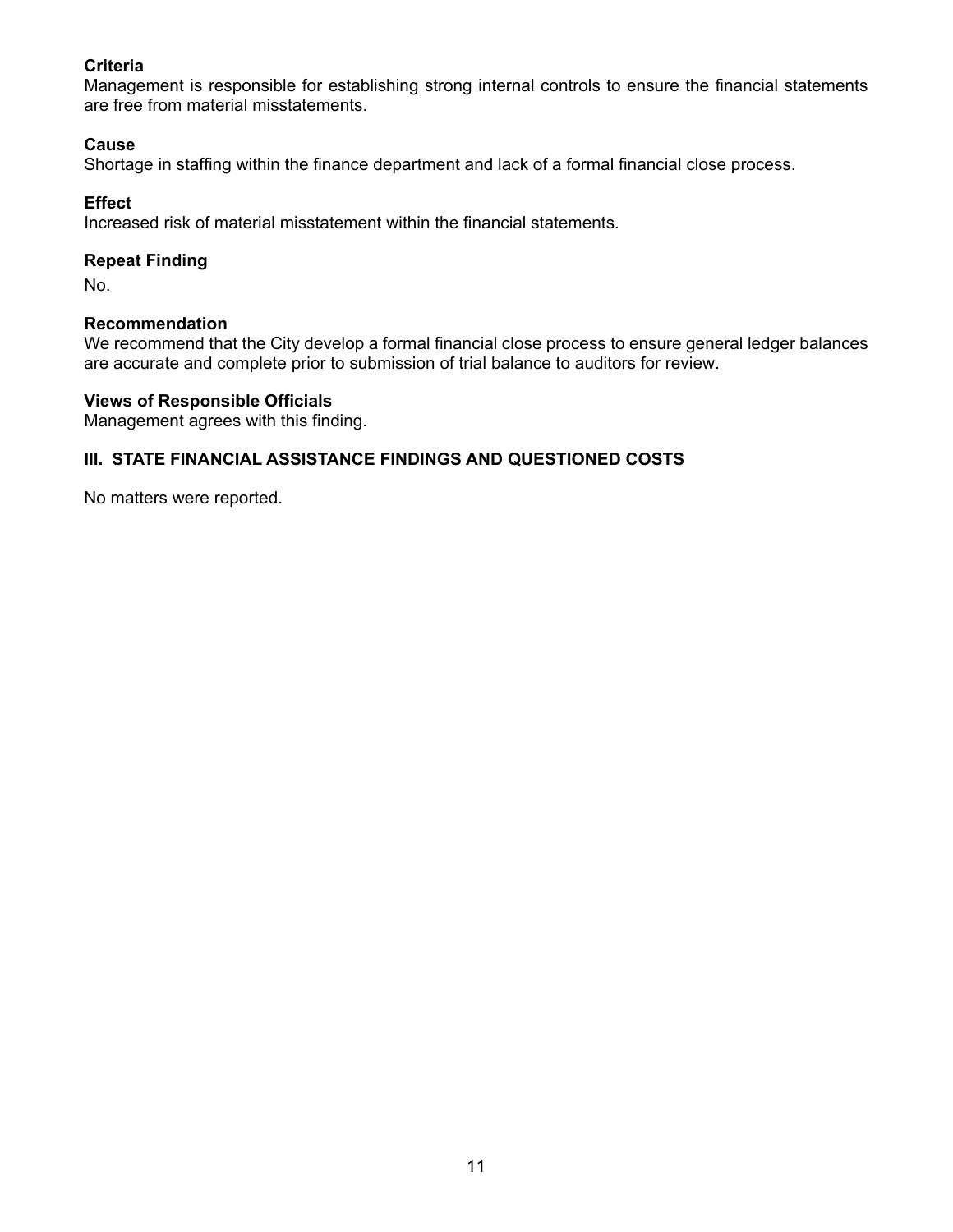**Criteria**
Management is responsible for establishing strong internal controls to ensure the financial statements are free from material misstatements.

**Cause**
Shortage in staffing within the finance department and lack of a formal financial close process.

**Effect**
Increased risk of material misstatement within the financial statements.

**Repeat Finding**

No.

**Recommendation**
We recommend that the City develop a formal financial close process to ensure general ledger balances are accurate and complete prior to submission of trial balance to auditors for review.

**Views of Responsible Officials**
Management agrees with this finding.

### III. STATE FINANCIAL ASSISTANCE FINDINGS AND QUESTIONED COSTS

No matters were reported.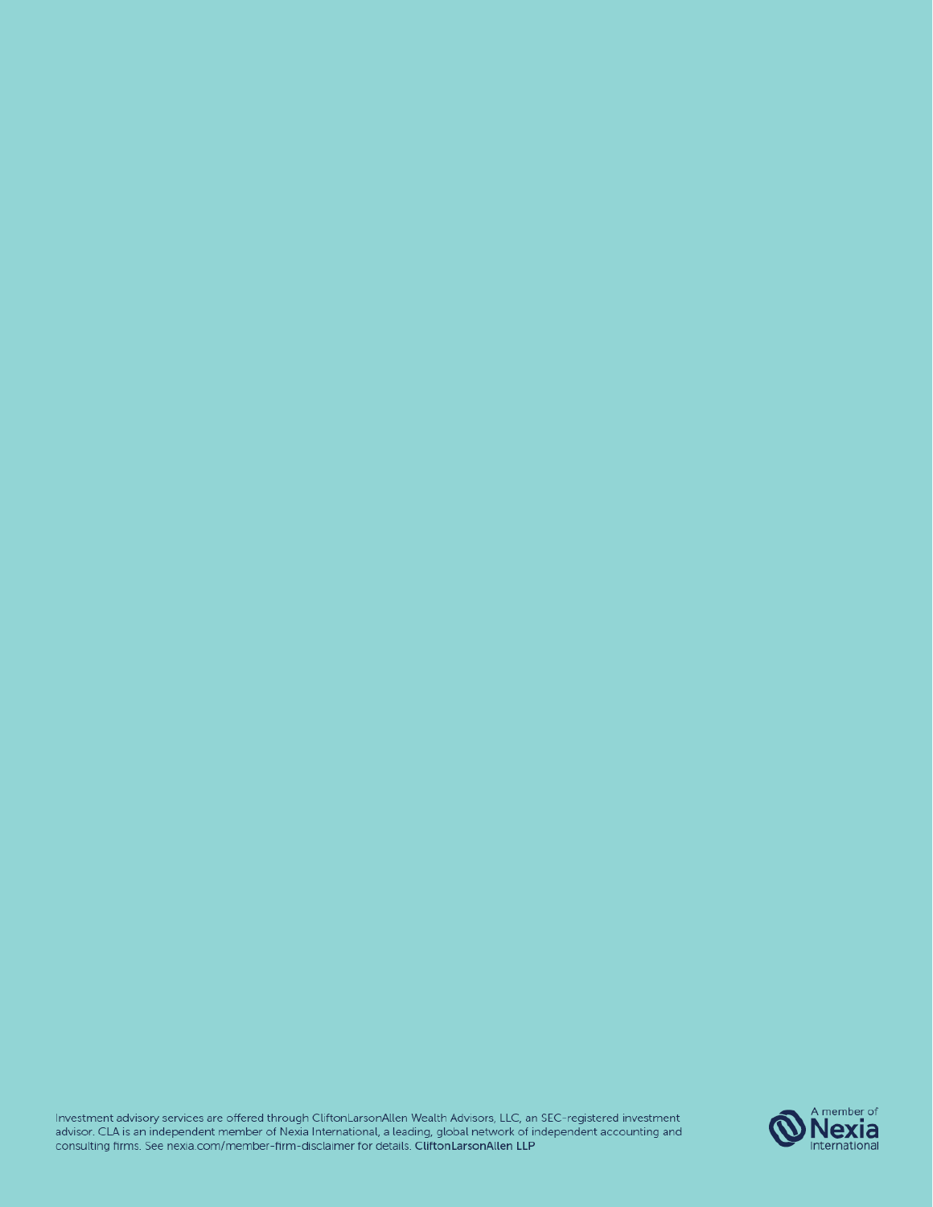Investment advisory services are offered through CliftonLarsonAllen Wealth Advisors, LLC, an SEC-registered investment advisor. CLA is an independent member of Nexia International, a leading, global network of independent accounting and consulting firms. See nexia.com/member-firm-disclaimer for details. **CliftonLarsonAllen LLP**

A member of Nexia International